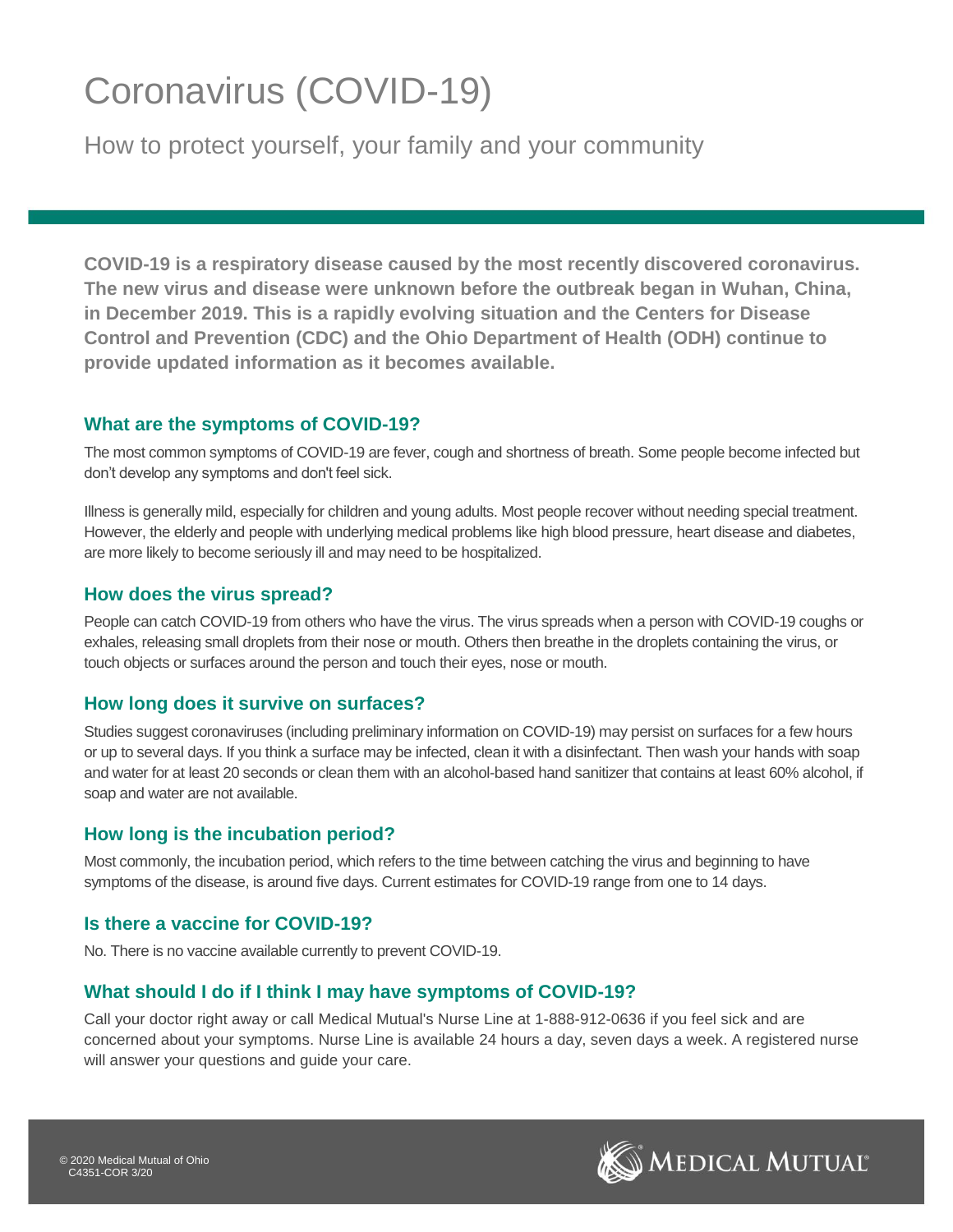# Coronavirus (COVID-19)

## How to protect yourself, your family and your community

**COVID-19 is a respiratory disease caused by the most recently discovered coronavirus. The new virus and disease were unknown before the outbreak began in Wuhan, China, in December 2019. This is a rapidly evolving situation and the Centers for Disease Control and Prevention (CDC) and the Ohio Department of Health (ODH) continue to provide updated information as it becomes available.**

### What are the symptoms of COVID-19?

The most common symptoms of COVID-19 are fever, cough and shortness of breath. Some people become infected but don't develop any symptoms and don't feel sick.

Illness is generally mild, especially for children and young adults. Most people recover without needing special treatment. However, the elderly and people with underlying medical problems like high blood pressure, heart disease and diabetes, are more likely to become seriously ill and may need to be hospitalized.

### How does the virus spread?

People can catch COVID-19 from others who have the virus. The virus spreads when a person with COVID-19 coughs or exhales, releasing small droplets from their nose or mouth. Others then breathe in the droplets containing the virus, or touch objects or surfaces around the person and touch their eyes, nose or mouth.

### How long does it survive on surfaces?

Studies suggest coronaviruses (including preliminary information on COVID-19) may persist on surfaces for a few hours or up to several days. If you think a surface may be infected, clean it with a disinfectant. Then wash your hands with soap and water for at least 20 seconds or clean them with an alcohol-based hand sanitizer that contains at least 60% alcohol, if soap and water are not available.

### How long is the incubation period?

Most commonly, the incubation period, which refers to the time between catching the virus and beginning to have symptoms of the disease, is around five days. Current estimates for COVID-19 range from one to 14 days.

### Is there a vaccine for COVID-19?

No. There is no vaccine available currently to prevent COVID-19.

### What should I do if I think I may have symptoms of COVID-19?

Call your doctor right away or call Medical Mutual's Nurse Line at 1-888-912-0636 if you feel sick and are concerned about your symptoms. Nurse Line is available 24 hours a day, seven days a week. A registered nurse will answer your questions and guide your care.

© 2020 Medical Mutual of Ohio
C4351-COR 3/20

MEDICAL MUTUAL®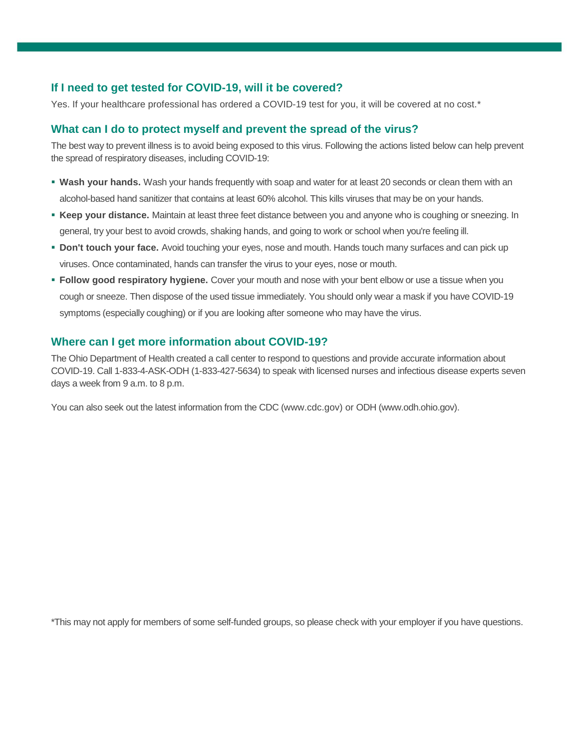## If I need to get tested for COVID-19, will it be covered?

Yes. If your healthcare professional has ordered a COVID-19 test for you, it will be covered at no cost.*

## What can I do to protect myself and prevent the spread of the virus?

The best way to prevent illness is to avoid being exposed to this virus. Following the actions listed below can help prevent the spread of respiratory diseases, including COVID-19:

- **Wash your hands.** Wash your hands frequently with soap and water for at least 20 seconds or clean them with an alcohol-based hand sanitizer that contains at least 60% alcohol. This kills viruses that may be on your hands.
- **Keep your distance.** Maintain at least three feet distance between you and anyone who is coughing or sneezing. In general, try your best to avoid crowds, shaking hands, and going to work or school when you're feeling ill.
- **Don't touch your face.** Avoid touching your eyes, nose and mouth. Hands touch many surfaces and can pick up viruses. Once contaminated, hands can transfer the virus to your eyes, nose or mouth.
- **Follow good respiratory hygiene.** Cover your mouth and nose with your bent elbow or use a tissue when you cough or sneeze. Then dispose of the used tissue immediately. You should only wear a mask if you have COVID-19 symptoms (especially coughing) or if you are looking after someone who may have the virus.

## Where can I get more information about COVID-19?

The Ohio Department of Health created a call center to respond to questions and provide accurate information about COVID-19. Call 1-833-4-ASK-ODH (1-833-427-5634) to speak with licensed nurses and infectious disease experts seven days a week from 9 a.m. to 8 p.m.

You can also seek out the latest information from the CDC (www.cdc.gov) or ODH (www.odh.ohio.gov).

*This may not apply for members of some self-funded groups, so please check with your employer if you have questions.